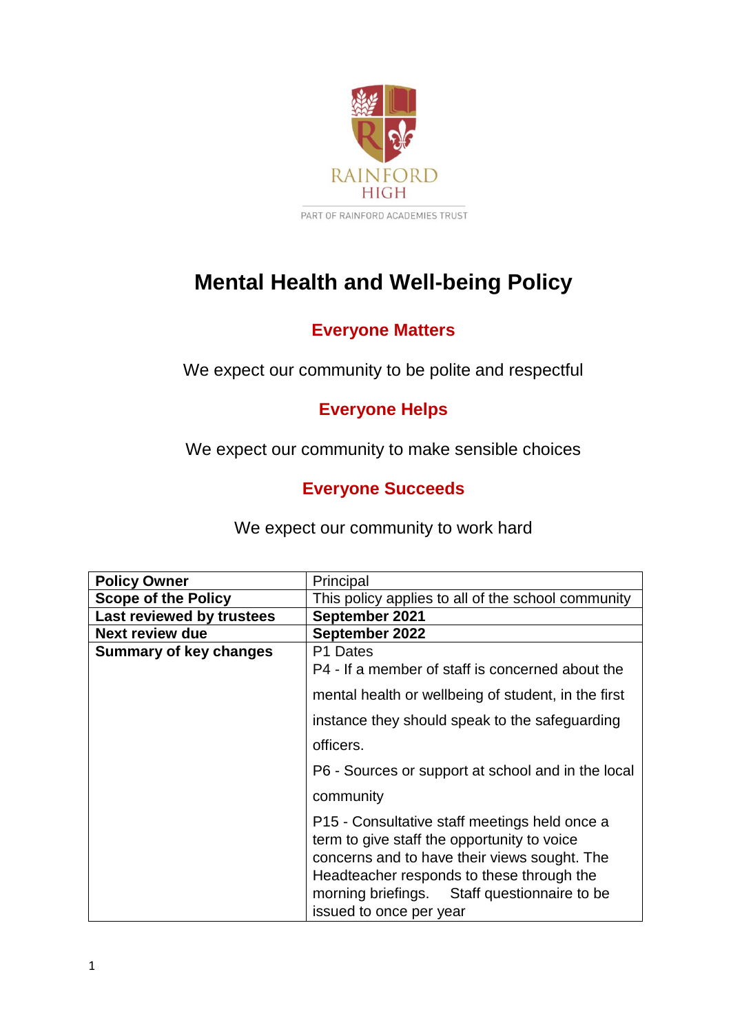RAINFORD HIGH

PART OF RAINFORD ACADEMIES TRUST

# Mental Health and Well-being Policy

## Everyone Matters

We expect our community to be polite and respectful

## Everyone Helps

We expect our community to make sensible choices

## Everyone Succeeds

We expect our community to work hard

| **Policy Owner** | Principal |
|---|---|
| **Scope of the Policy** | This policy applies to all of the school community |
| **Last reviewed by trustees** | **September 2021** |
| **Next review due** | **September 2022** |
| **Summary of key changes** | P1 Dates<br>P4 - If a member of staff is concerned about the mental health or wellbeing of student, in the first instance they should speak to the safeguarding officers.<br>P6 - Sources or support at school and in the local community<br>P15 - Consultative staff meetings held once a term to give staff the opportunity to voice concerns and to have their views sought. The Headteacher responds to these through the morning briefings. Staff questionnaire to be issued to once per year |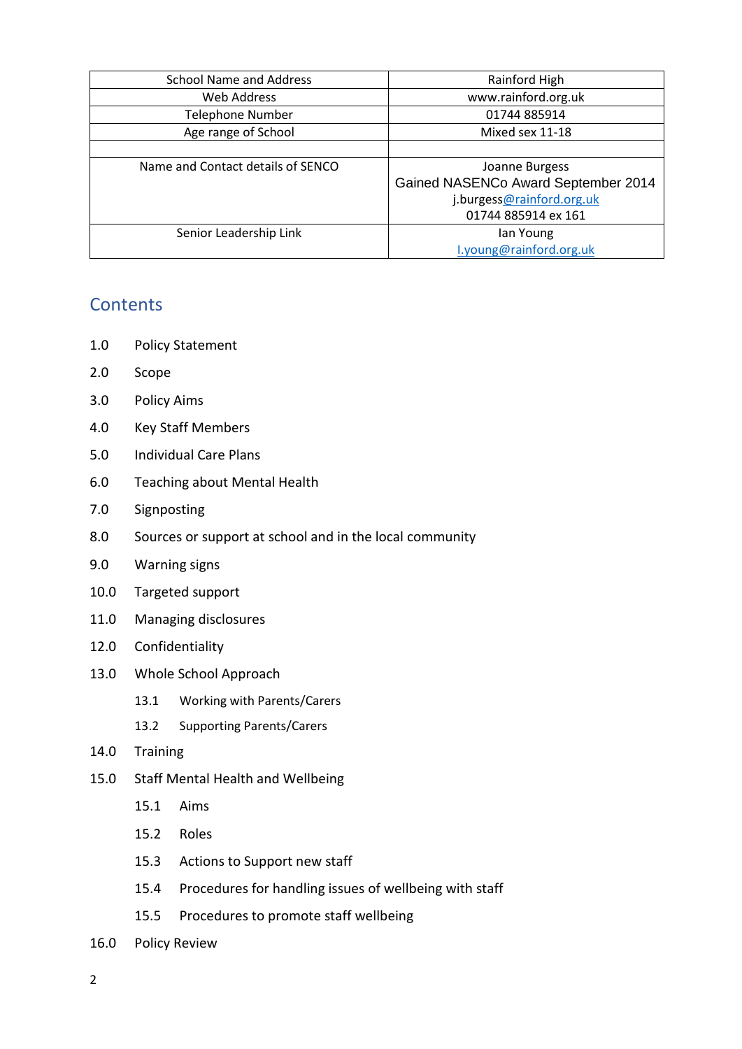| School Name and Address | Rainford High |
|---|---|
| Web Address | www.rainford.org.uk |
| Telephone Number | 01744 885914 |
| Age range of School | Mixed sex 11-18 |
| | |
| Name and Contact details of SENCO | Joanne Burgess<br>Gained NASENCo Award September 2014<br>j.burgess@rainford.org.uk<br>01744 885914 ex 161 |
| Senior Leadership Link | Ian Young<br>I.young@rainford.org.uk |

## Contents

1.0 Policy Statement

2.0 Scope

3.0 Policy Aims

4.0 Key Staff Members

5.0 Individual Care Plans

6.0 Teaching about Mental Health

7.0 Signposting

8.0 Sources or support at school and in the local community

9.0 Warning signs

10.0 Targeted support

11.0 Managing disclosures

12.0 Confidentiality

13.0 Whole School Approach

- 13.1 Working with Parents/Carers
- 13.2 Supporting Parents/Carers

14.0 Training

15.0 Staff Mental Health and Wellbeing

- 15.1 Aims
- 15.2 Roles
- 15.3 Actions to Support new staff
- 15.4 Procedures for handling issues of wellbeing with staff
- 15.5 Procedures to promote staff wellbeing

16.0 Policy Review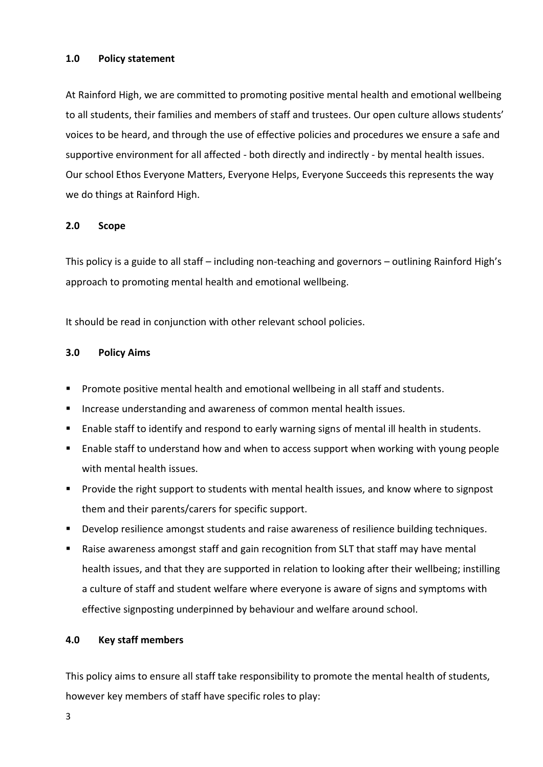## 1.0 Policy statement

At Rainford High, we are committed to promoting positive mental health and emotional wellbeing to all students, their families and members of staff and trustees. Our open culture allows students' voices to be heard, and through the use of effective policies and procedures we ensure a safe and supportive environment for all affected - both directly and indirectly - by mental health issues. Our school Ethos Everyone Matters, Everyone Helps, Everyone Succeeds this represents the way we do things at Rainford High.

## 2.0 Scope

This policy is a guide to all staff – including non-teaching and governors – outlining Rainford High's approach to promoting mental health and emotional wellbeing.

It should be read in conjunction with other relevant school policies.

## 3.0 Policy Aims

- Promote positive mental health and emotional wellbeing in all staff and students.
- Increase understanding and awareness of common mental health issues.
- Enable staff to identify and respond to early warning signs of mental ill health in students.
- Enable staff to understand how and when to access support when working with young people with mental health issues.
- Provide the right support to students with mental health issues, and know where to signpost them and their parents/carers for specific support.
- Develop resilience amongst students and raise awareness of resilience building techniques.
- Raise awareness amongst staff and gain recognition from SLT that staff may have mental health issues, and that they are supported in relation to looking after their wellbeing; instilling a culture of staff and student welfare where everyone is aware of signs and symptoms with effective signposting underpinned by behaviour and welfare around school.

## 4.0 Key staff members

This policy aims to ensure all staff take responsibility to promote the mental health of students, however key members of staff have specific roles to play: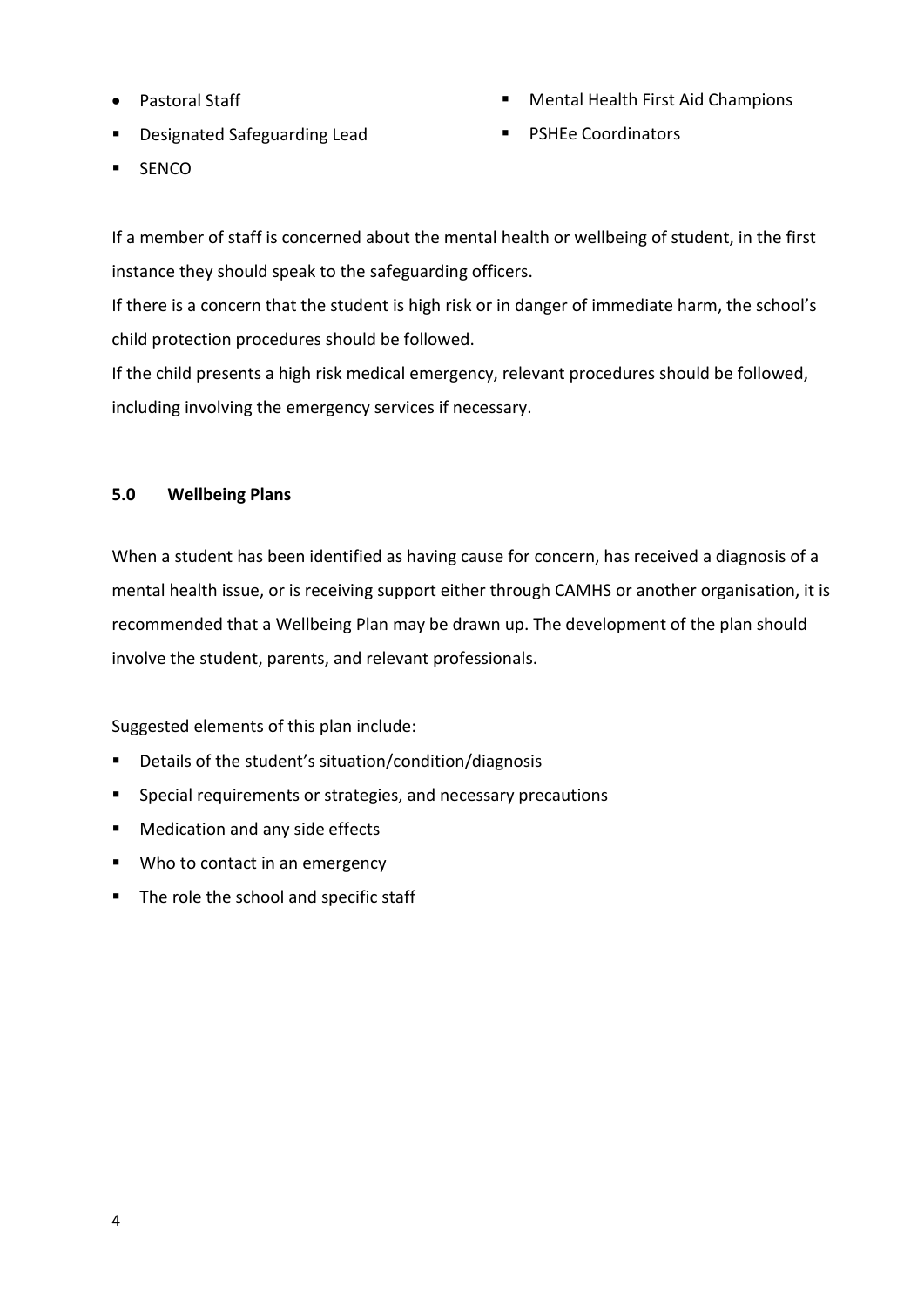- Pastoral Staff
- Designated Safeguarding Lead
- SENCO
- Mental Health First Aid Champions
- PSHEe Coordinators

If a member of staff is concerned about the mental health or wellbeing of student, in the first instance they should speak to the safeguarding officers.

If there is a concern that the student is high risk or in danger of immediate harm, the school's child protection procedures should be followed.

If the child presents a high risk medical emergency, relevant procedures should be followed, including involving the emergency services if necessary.

## 5.0 Wellbeing Plans

When a student has been identified as having cause for concern, has received a diagnosis of a mental health issue, or is receiving support either through CAMHS or another organisation, it is recommended that a Wellbeing Plan may be drawn up. The development of the plan should involve the student, parents, and relevant professionals.

Suggested elements of this plan include:

- Details of the student's situation/condition/diagnosis
- Special requirements or strategies, and necessary precautions
- Medication and any side effects
- Who to contact in an emergency
- The role the school and specific staff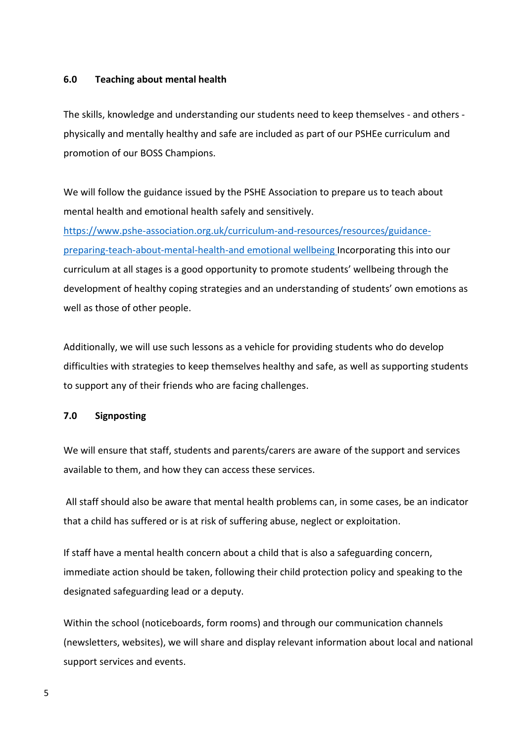## 6.0 Teaching about mental health

The skills, knowledge and understanding our students need to keep themselves - and others - physically and mentally healthy and safe are included as part of our PSHEe curriculum and promotion of our BOSS Champions.

We will follow the guidance issued by the PSHE Association to prepare us to teach about mental health and emotional health safely and sensitively. [https://www.pshe-association.org.uk/curriculum-and-resources/resources/guidance-preparing-teach-about-mental-health-and emotional wellbeing](https://www.pshe-association.org.uk/curriculum-and-resources/resources/guidance-preparing-teach-about-mental-health-and-emotional-wellbeing) Incorporating this into our curriculum at all stages is a good opportunity to promote students' wellbeing through the development of healthy coping strategies and an understanding of students' own emotions as well as those of other people.

Additionally, we will use such lessons as a vehicle for providing students who do develop difficulties with strategies to keep themselves healthy and safe, as well as supporting students to support any of their friends who are facing challenges.

## 7.0 Signposting

We will ensure that staff, students and parents/carers are aware of the support and services available to them, and how they can access these services.

All staff should also be aware that mental health problems can, in some cases, be an indicator that a child has suffered or is at risk of suffering abuse, neglect or exploitation.

If staff have a mental health concern about a child that is also a safeguarding concern, immediate action should be taken, following their child protection policy and speaking to the designated safeguarding lead or a deputy.

Within the school (noticeboards, form rooms) and through our communication channels (newsletters, websites), we will share and display relevant information about local and national support services and events.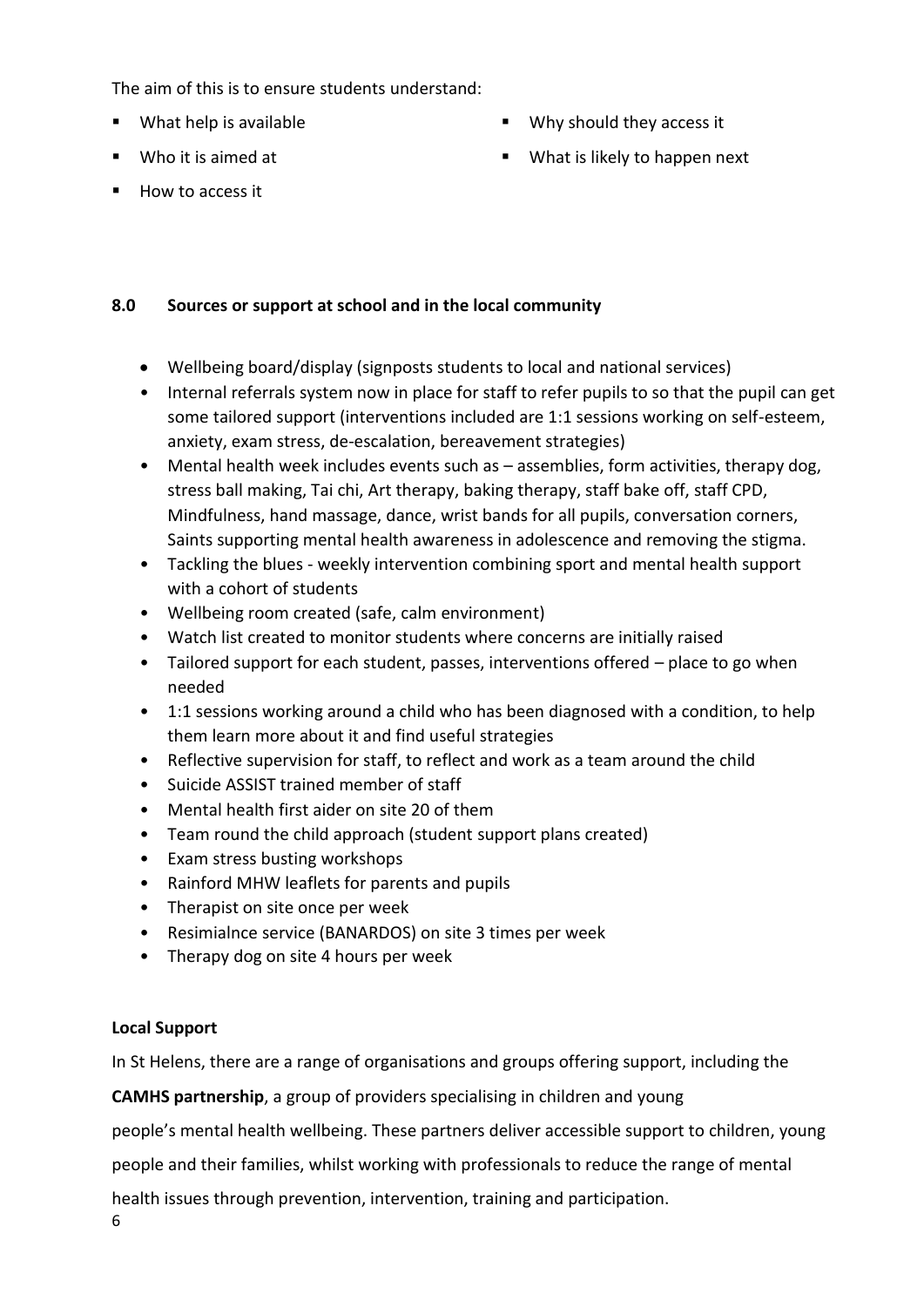The aim of this is to ensure students understand:

- What help is available
- Who it is aimed at
- How to access it
- Why should they access it
- What is likely to happen next

**8.0 Sources or support at school and in the local community**

- Wellbeing board/display (signposts students to local and national services)
- Internal referrals system now in place for staff to refer pupils to so that the pupil can get some tailored support (interventions included are 1:1 sessions working on self-esteem, anxiety, exam stress, de-escalation, bereavement strategies)
- Mental health week includes events such as – assemblies, form activities, therapy dog, stress ball making, Tai chi, Art therapy, baking therapy, staff bake off, staff CPD, Mindfulness, hand massage, dance, wrist bands for all pupils, conversation corners, Saints supporting mental health awareness in adolescence and removing the stigma.
- Tackling the blues - weekly intervention combining sport and mental health support with a cohort of students
- Wellbeing room created (safe, calm environment)
- Watch list created to monitor students where concerns are initially raised
- Tailored support for each student, passes, interventions offered – place to go when needed
- 1:1 sessions working around a child who has been diagnosed with a condition, to help them learn more about it and find useful strategies
- Reflective supervision for staff, to reflect and work as a team around the child
- Suicide ASSIST trained member of staff
- Mental health first aider on site 20 of them
- Team round the child approach (student support plans created)
- Exam stress busting workshops
- Rainford MHW leaflets for parents and pupils
- Therapist on site once per week
- Resimialnce service (BANARDOS) on site 3 times per week
- Therapy dog on site 4 hours per week

**Local Support**

In St Helens, there are a range of organisations and groups offering support, including the **CAMHS partnership**, a group of providers specialising in children and young people's mental health wellbeing. These partners deliver accessible support to children, young people and their families, whilst working with professionals to reduce the range of mental health issues through prevention, intervention, training and participation.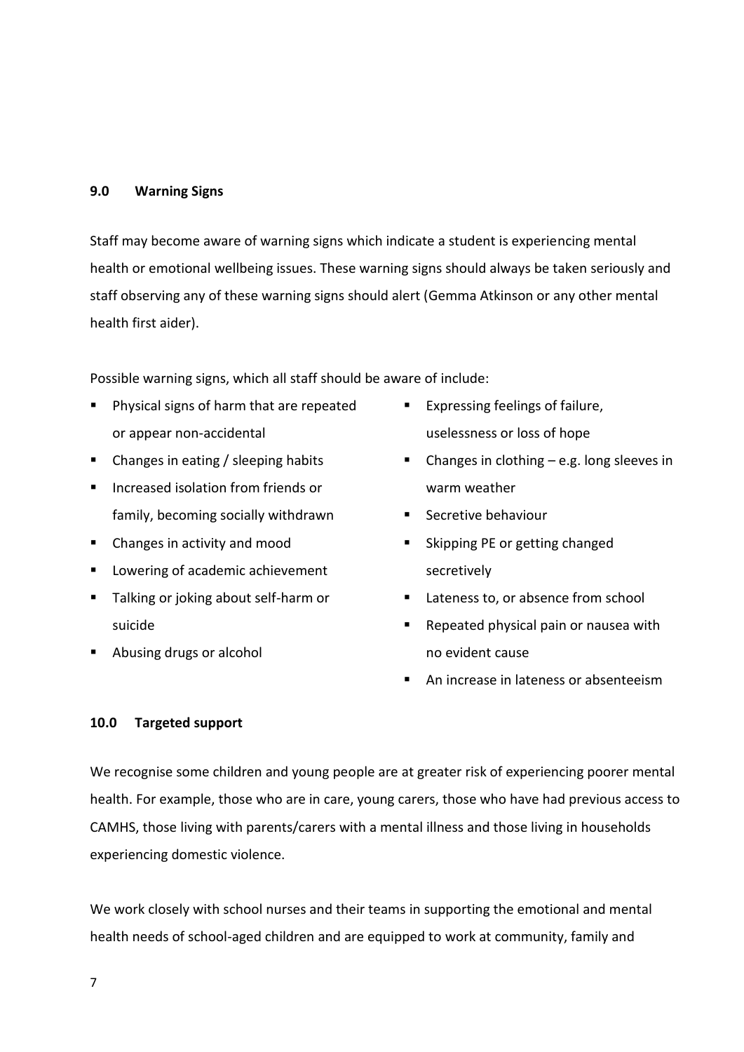## 9.0 Warning Signs

Staff may become aware of warning signs which indicate a student is experiencing mental health or emotional wellbeing issues. These warning signs should always be taken seriously and staff observing any of these warning signs should alert (Gemma Atkinson or any other mental health first aider).

Possible warning signs, which all staff should be aware of include:

- Physical signs of harm that are repeated or appear non-accidental
- Changes in eating / sleeping habits
- Increased isolation from friends or family, becoming socially withdrawn
- Changes in activity and mood
- Lowering of academic achievement
- Talking or joking about self-harm or suicide
- Abusing drugs or alcohol
- Expressing feelings of failure, uselessness or loss of hope
- Changes in clothing – e.g. long sleeves in warm weather
- Secretive behaviour
- Skipping PE or getting changed secretively
- Lateness to, or absence from school
- Repeated physical pain or nausea with no evident cause
- An increase in lateness or absenteeism

## 10.0 Targeted support

We recognise some children and young people are at greater risk of experiencing poorer mental health. For example, those who are in care, young carers, those who have had previous access to CAMHS, those living with parents/carers with a mental illness and those living in households experiencing domestic violence.

We work closely with school nurses and their teams in supporting the emotional and mental health needs of school-aged children and are equipped to work at community, family and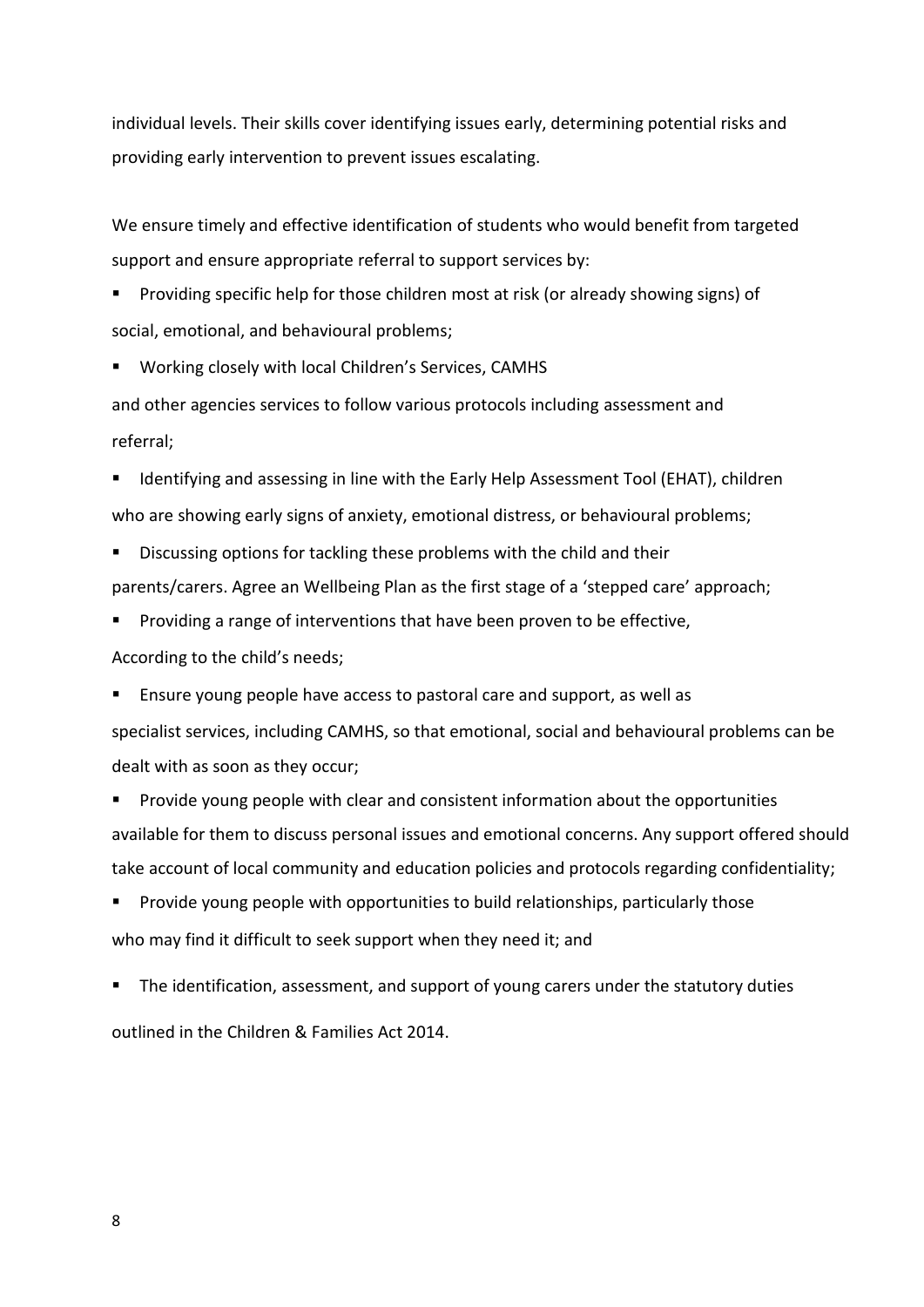individual levels. Their skills cover identifying issues early, determining potential risks and providing early intervention to prevent issues escalating.

We ensure timely and effective identification of students who would benefit from targeted support and ensure appropriate referral to support services by:

- Providing specific help for those children most at risk (or already showing signs) of social, emotional, and behavioural problems;
- Working closely with local Children's Services, CAMHS and other agencies services to follow various protocols including assessment and referral;
- Identifying and assessing in line with the Early Help Assessment Tool (EHAT), children who are showing early signs of anxiety, emotional distress, or behavioural problems;
- Discussing options for tackling these problems with the child and their parents/carers. Agree an Wellbeing Plan as the first stage of a 'stepped care' approach;
- Providing a range of interventions that have been proven to be effective, According to the child's needs;
- Ensure young people have access to pastoral care and support, as well as specialist services, including CAMHS, so that emotional, social and behavioural problems can be dealt with as soon as they occur;
- Provide young people with clear and consistent information about the opportunities available for them to discuss personal issues and emotional concerns. Any support offered should take account of local community and education policies and protocols regarding confidentiality;
- Provide young people with opportunities to build relationships, particularly those who may find it difficult to seek support when they need it; and
- The identification, assessment, and support of young carers under the statutory duties outlined in the Children & Families Act 2014.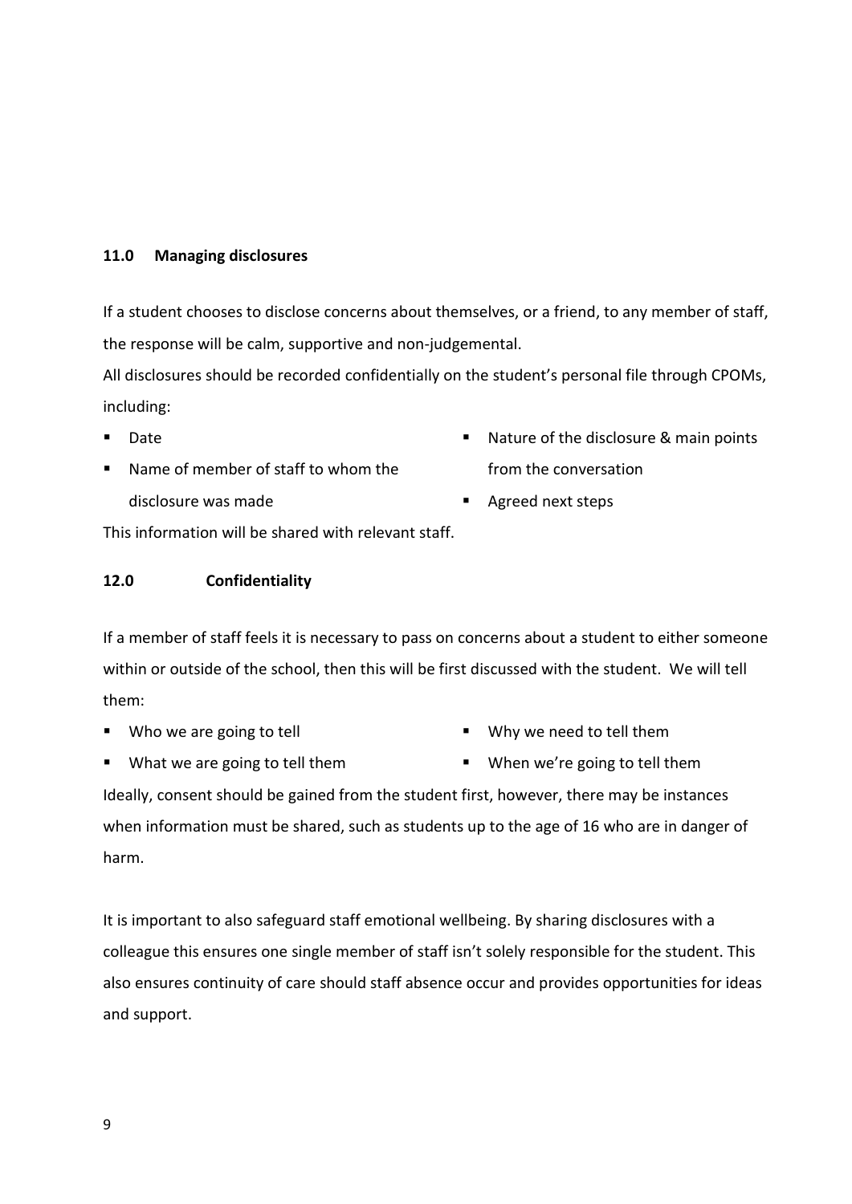### 11.0 Managing disclosures

If a student chooses to disclose concerns about themselves, or a friend, to any member of staff, the response will be calm, supportive and non-judgemental.

All disclosures should be recorded confidentially on the student's personal file through CPOMs, including:

- Date
- Name of member of staff to whom the disclosure was made
- Nature of the disclosure & main points from the conversation
- Agreed next steps

This information will be shared with relevant staff.

### 12.0 Confidentiality

If a member of staff feels it is necessary to pass on concerns about a student to either someone within or outside of the school, then this will be first discussed with the student. We will tell them:

- Who we are going to tell
- What we are going to tell them
- Why we need to tell them
- When we're going to tell them

Ideally, consent should be gained from the student first, however, there may be instances when information must be shared, such as students up to the age of 16 who are in danger of harm.

It is important to also safeguard staff emotional wellbeing. By sharing disclosures with a colleague this ensures one single member of staff isn't solely responsible for the student. This also ensures continuity of care should staff absence occur and provides opportunities for ideas and support.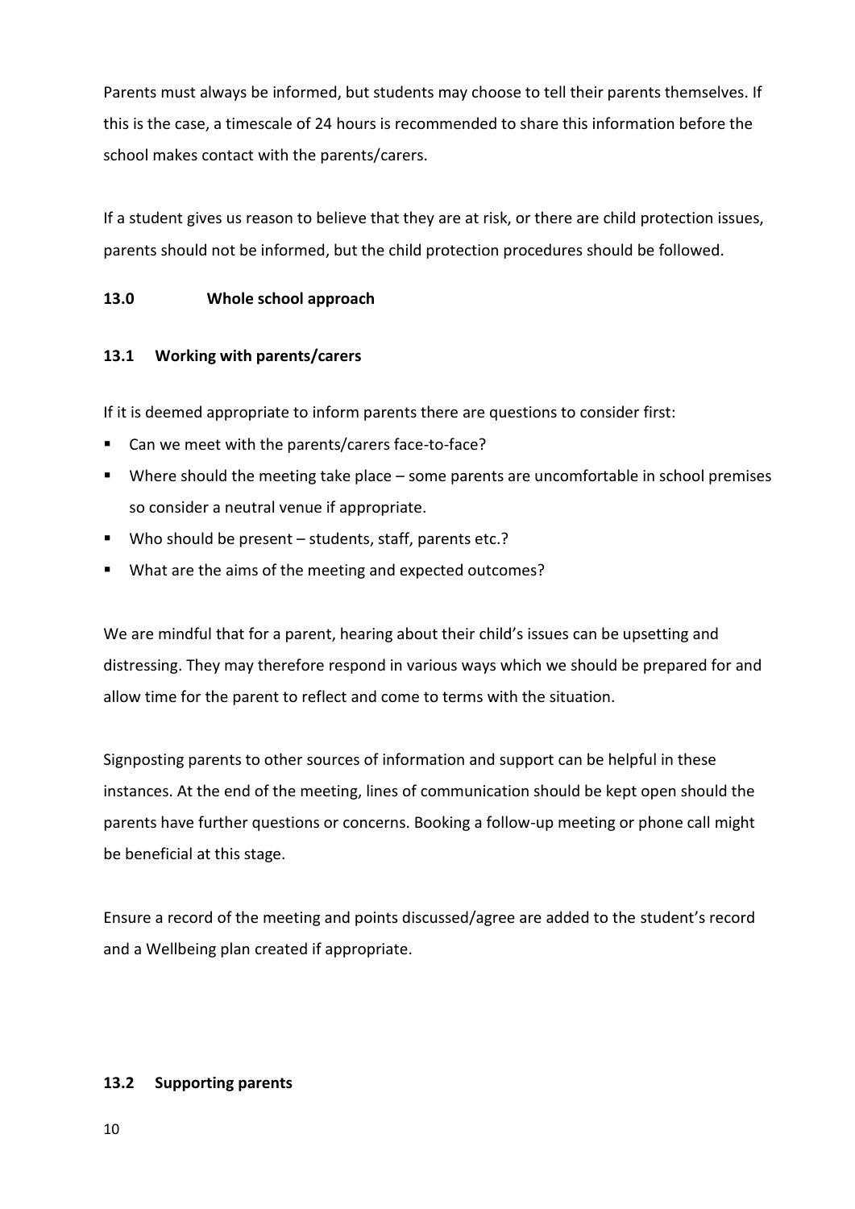Parents must always be informed, but students may choose to tell their parents themselves. If this is the case, a timescale of 24 hours is recommended to share this information before the school makes contact with the parents/carers.

If a student gives us reason to believe that they are at risk, or there are child protection issues, parents should not be informed, but the child protection procedures should be followed.

## 13.0 Whole school approach

### 13.1 Working with parents/carers

If it is deemed appropriate to inform parents there are questions to consider first:

- Can we meet with the parents/carers face-to-face?
- Where should the meeting take place – some parents are uncomfortable in school premises so consider a neutral venue if appropriate.
- Who should be present – students, staff, parents etc.?
- What are the aims of the meeting and expected outcomes?

We are mindful that for a parent, hearing about their child's issues can be upsetting and distressing. They may therefore respond in various ways which we should be prepared for and allow time for the parent to reflect and come to terms with the situation.

Signposting parents to other sources of information and support can be helpful in these instances. At the end of the meeting, lines of communication should be kept open should the parents have further questions or concerns. Booking a follow-up meeting or phone call might be beneficial at this stage.

Ensure a record of the meeting and points discussed/agree are added to the student's record and a Wellbeing plan created if appropriate.

### 13.2 Supporting parents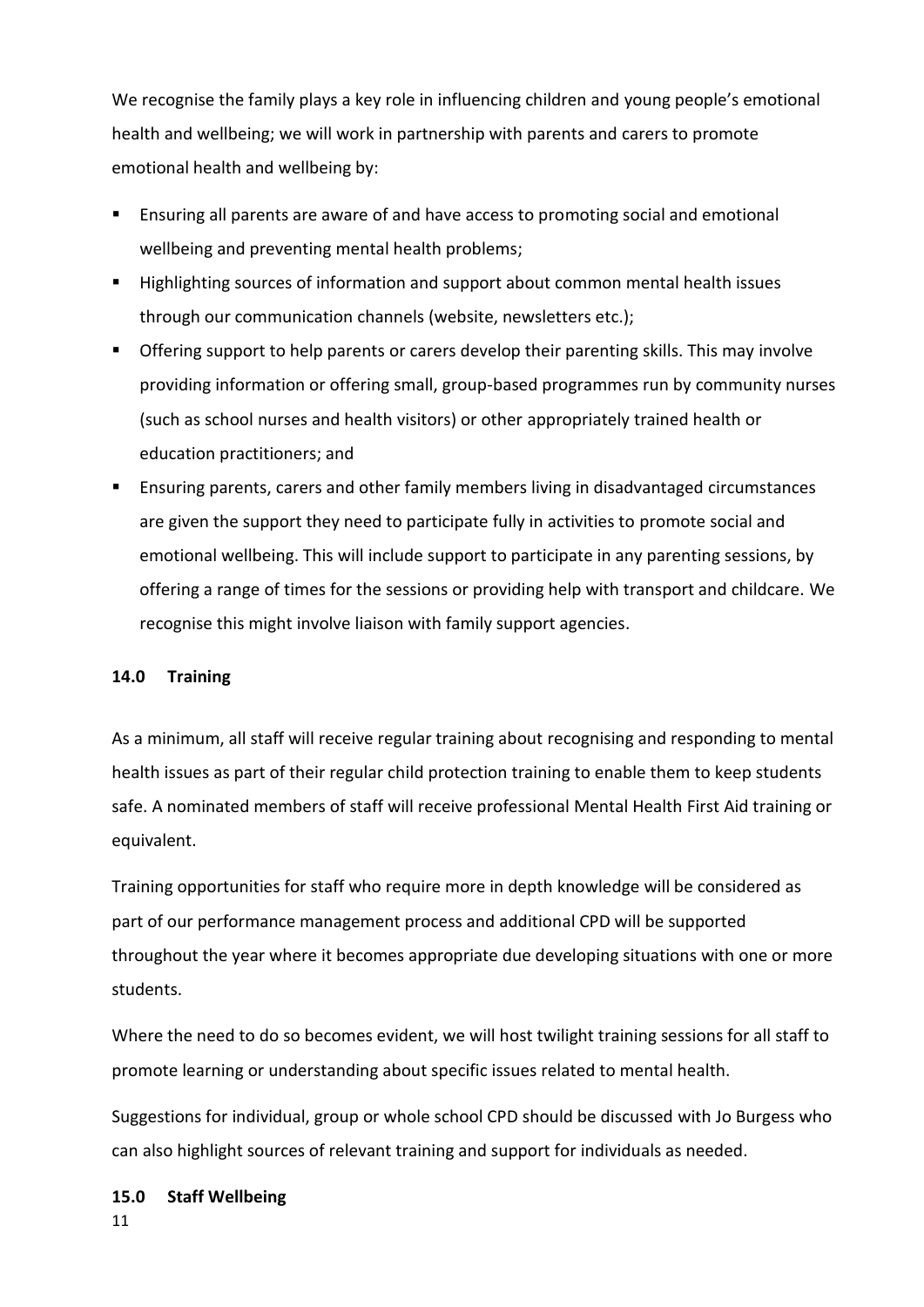We recognise the family plays a key role in influencing children and young people's emotional health and wellbeing; we will work in partnership with parents and carers to promote emotional health and wellbeing by:

- Ensuring all parents are aware of and have access to promoting social and emotional wellbeing and preventing mental health problems;
- Highlighting sources of information and support about common mental health issues through our communication channels (website, newsletters etc.);
- Offering support to help parents or carers develop their parenting skills. This may involve providing information or offering small, group-based programmes run by community nurses (such as school nurses and health visitors) or other appropriately trained health or education practitioners; and
- Ensuring parents, carers and other family members living in disadvantaged circumstances are given the support they need to participate fully in activities to promote social and emotional wellbeing. This will include support to participate in any parenting sessions, by offering a range of times for the sessions or providing help with transport and childcare. We recognise this might involve liaison with family support agencies.

## 14.0 Training

As a minimum, all staff will receive regular training about recognising and responding to mental health issues as part of their regular child protection training to enable them to keep students safe. A nominated members of staff will receive professional Mental Health First Aid training or equivalent.

Training opportunities for staff who require more in depth knowledge will be considered as part of our performance management process and additional CPD will be supported throughout the year where it becomes appropriate due developing situations with one or more students.

Where the need to do so becomes evident, we will host twilight training sessions for all staff to promote learning or understanding about specific issues related to mental health.

Suggestions for individual, group or whole school CPD should be discussed with Jo Burgess who can also highlight sources of relevant training and support for individuals as needed.

## 15.0 Staff Wellbeing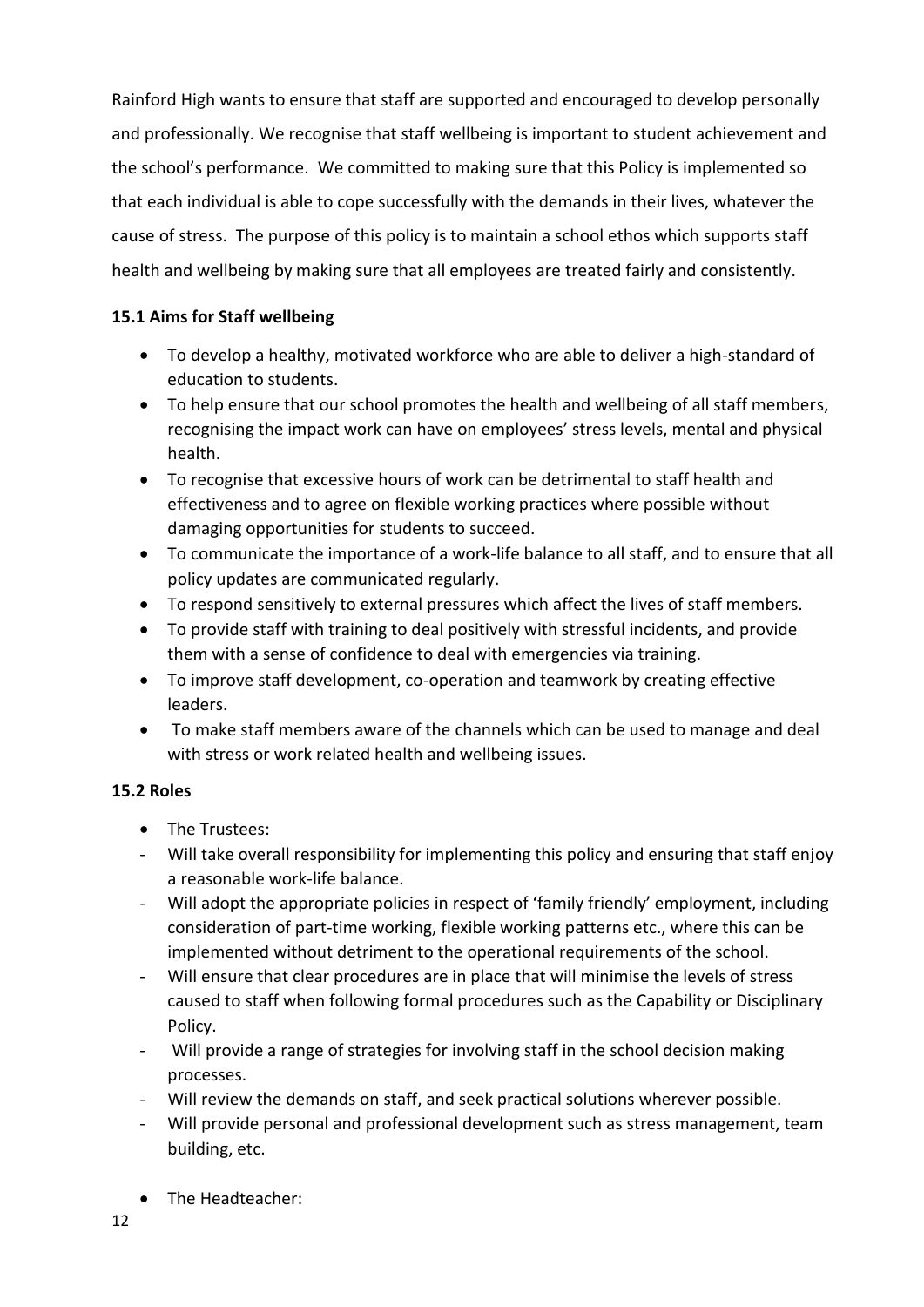Rainford High wants to ensure that staff are supported and encouraged to develop personally and professionally. We recognise that staff wellbeing is important to student achievement and the school's performance. We committed to making sure that this Policy is implemented so that each individual is able to cope successfully with the demands in their lives, whatever the cause of stress. The purpose of this policy is to maintain a school ethos which supports staff health and wellbeing by making sure that all employees are treated fairly and consistently.

### 15.1 Aims for Staff wellbeing

- To develop a healthy, motivated workforce who are able to deliver a high-standard of education to students.
- To help ensure that our school promotes the health and wellbeing of all staff members, recognising the impact work can have on employees' stress levels, mental and physical health.
- To recognise that excessive hours of work can be detrimental to staff health and effectiveness and to agree on flexible working practices where possible without damaging opportunities for students to succeed.
- To communicate the importance of a work-life balance to all staff, and to ensure that all policy updates are communicated regularly.
- To respond sensitively to external pressures which affect the lives of staff members.
- To provide staff with training to deal positively with stressful incidents, and provide them with a sense of confidence to deal with emergencies via training.
- To improve staff development, co-operation and teamwork by creating effective leaders.
- To make staff members aware of the channels which can be used to manage and deal with stress or work related health and wellbeing issues.

### 15.2 Roles

- The Trustees:
  - Will take overall responsibility for implementing this policy and ensuring that staff enjoy a reasonable work-life balance.
  - Will adopt the appropriate policies in respect of 'family friendly' employment, including consideration of part-time working, flexible working patterns etc., where this can be implemented without detriment to the operational requirements of the school.
  - Will ensure that clear procedures are in place that will minimise the levels of stress caused to staff when following formal procedures such as the Capability or Disciplinary Policy.
  - Will provide a range of strategies for involving staff in the school decision making processes.
  - Will review the demands on staff, and seek practical solutions wherever possible.
  - Will provide personal and professional development such as stress management, team building, etc.

- The Headteacher: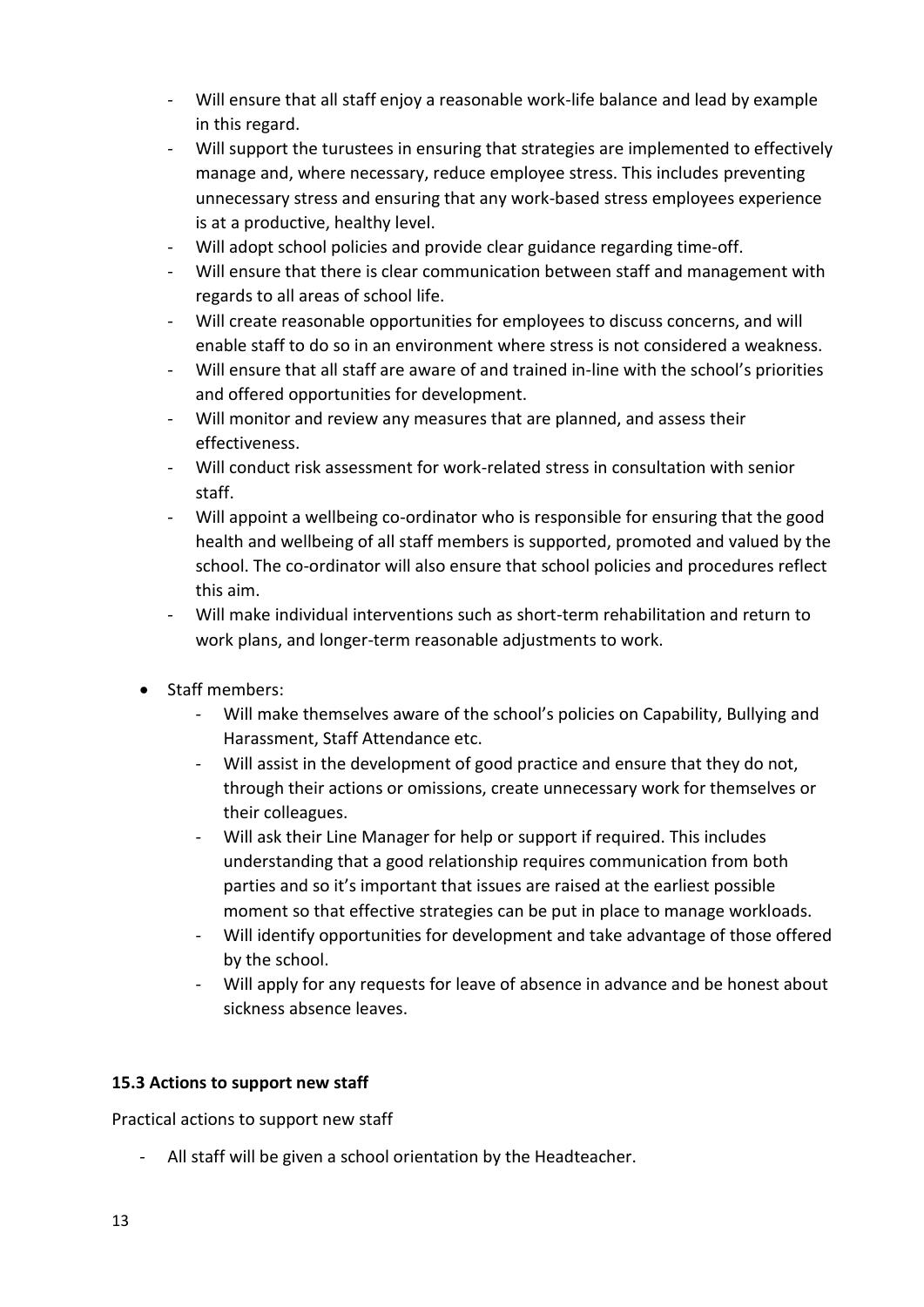- Will ensure that all staff enjoy a reasonable work-life balance and lead by example in this regard.
  - Will support the turustees in ensuring that strategies are implemented to effectively manage and, where necessary, reduce employee stress. This includes preventing unnecessary stress and ensuring that any work-based stress employees experience is at a productive, healthy level.
  - Will adopt school policies and provide clear guidance regarding time-off.
  - Will ensure that there is clear communication between staff and management with regards to all areas of school life.
  - Will create reasonable opportunities for employees to discuss concerns, and will enable staff to do so in an environment where stress is not considered a weakness.
  - Will ensure that all staff are aware of and trained in-line with the school's priorities and offered opportunities for development.
  - Will monitor and review any measures that are planned, and assess their effectiveness.
  - Will conduct risk assessment for work-related stress in consultation with senior staff.
  - Will appoint a wellbeing co-ordinator who is responsible for ensuring that the good health and wellbeing of all staff members is supported, promoted and valued by the school. The co-ordinator will also ensure that school policies and procedures reflect this aim.
  - Will make individual interventions such as short-term rehabilitation and return to work plans, and longer-term reasonable adjustments to work.

- Staff members:
  - Will make themselves aware of the school's policies on Capability, Bullying and Harassment, Staff Attendance etc.
  - Will assist in the development of good practice and ensure that they do not, through their actions or omissions, create unnecessary work for themselves or their colleagues.
  - Will ask their Line Manager for help or support if required. This includes understanding that a good relationship requires communication from both parties and so it's important that issues are raised at the earliest possible moment so that effective strategies can be put in place to manage workloads.
  - Will identify opportunities for development and take advantage of those offered by the school.
  - Will apply for any requests for leave of absence in advance and be honest about sickness absence leaves.

**15.3 Actions to support new staff**

Practical actions to support new staff

- All staff will be given a school orientation by the Headteacher.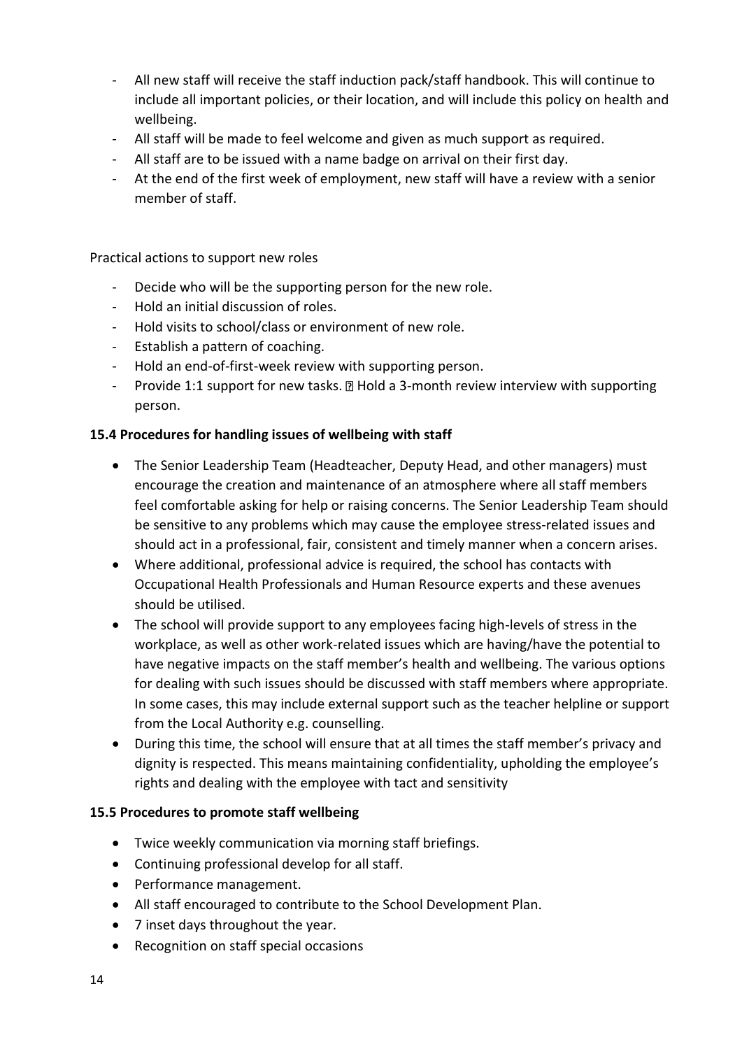- All new staff will receive the staff induction pack/staff handbook. This will continue to include all important policies, or their location, and will include this policy on health and wellbeing.
- All staff will be made to feel welcome and given as much support as required.
- All staff are to be issued with a name badge on arrival on their first day.
- At the end of the first week of employment, new staff will have a review with a senior member of staff.

Practical actions to support new roles

- Decide who will be the supporting person for the new role.
- Hold an initial discussion of roles.
- Hold visits to school/class or environment of new role.
- Establish a pattern of coaching.
- Hold an end-of-first-week review with supporting person.
- Provide 1:1 support for new tasks.  Hold a 3-month review interview with supporting person.

**15.4 Procedures for handling issues of wellbeing with staff**

- The Senior Leadership Team (Headteacher, Deputy Head, and other managers) must encourage the creation and maintenance of an atmosphere where all staff members feel comfortable asking for help or raising concerns. The Senior Leadership Team should be sensitive to any problems which may cause the employee stress-related issues and should act in a professional, fair, consistent and timely manner when a concern arises.
- Where additional, professional advice is required, the school has contacts with Occupational Health Professionals and Human Resource experts and these avenues should be utilised.
- The school will provide support to any employees facing high-levels of stress in the workplace, as well as other work-related issues which are having/have the potential to have negative impacts on the staff member's health and wellbeing. The various options for dealing with such issues should be discussed with staff members where appropriate. In some cases, this may include external support such as the teacher helpline or support from the Local Authority e.g. counselling.
- During this time, the school will ensure that at all times the staff member's privacy and dignity is respected. This means maintaining confidentiality, upholding the employee's rights and dealing with the employee with tact and sensitivity

**15.5 Procedures to promote staff wellbeing**

- Twice weekly communication via morning staff briefings.
- Continuing professional develop for all staff.
- Performance management.
- All staff encouraged to contribute to the School Development Plan.
- 7 inset days throughout the year.
- Recognition on staff special occasions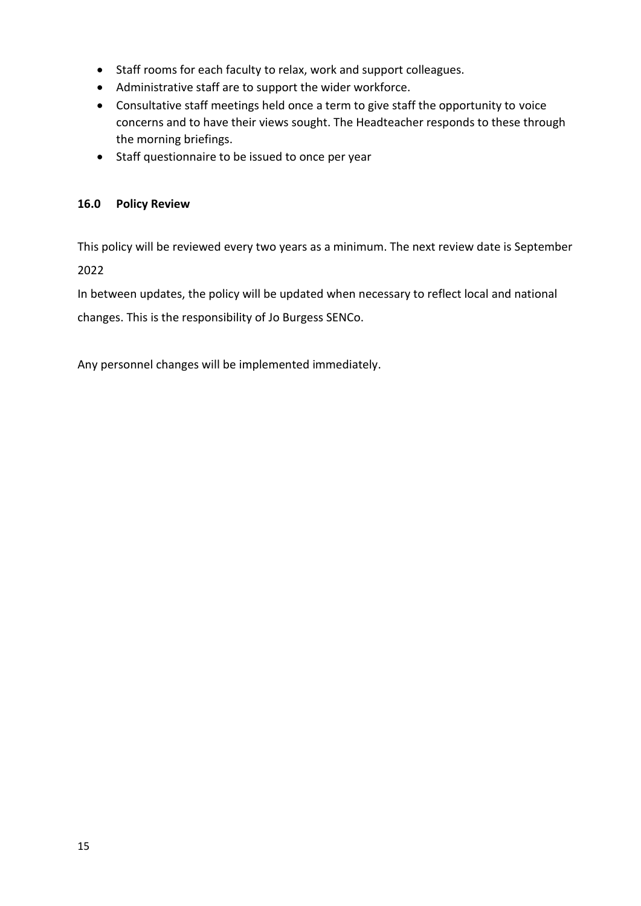- Staff rooms for each faculty to relax, work and support colleagues.
- Administrative staff are to support the wider workforce.
- Consultative staff meetings held once a term to give staff the opportunity to voice concerns and to have their views sought. The Headteacher responds to these through the morning briefings.
- Staff questionnaire to be issued to once per year

## 16.0 Policy Review

This policy will be reviewed every two years as a minimum. The next review date is September 2022

In between updates, the policy will be updated when necessary to reflect local and national changes. This is the responsibility of Jo Burgess SENCo.

Any personnel changes will be implemented immediately.